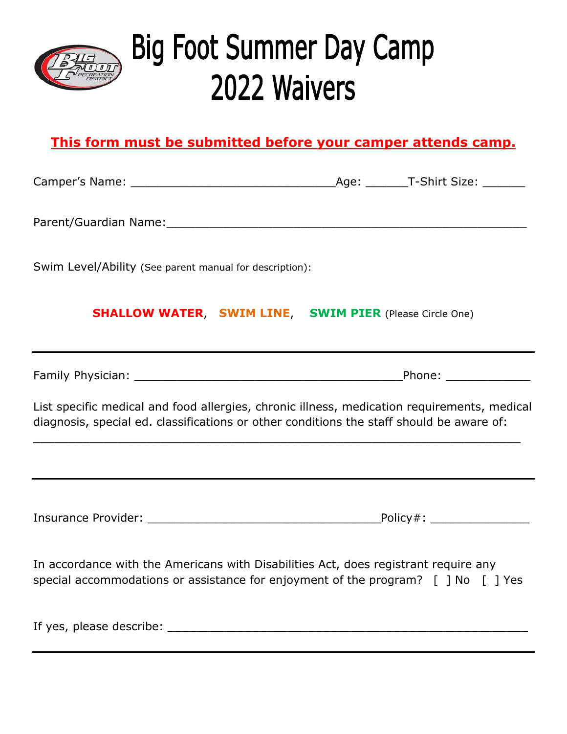# Big Foot Summer Day Camp 2022 Waivers

**This form must be submitted before your camper attends camp.**

Camper's Name: ____________________________Age: ______T-Shirt Size: ______

Parent/Guardian Name:__________________________________________________

Swim Level/Ability (See parent manual for description):

**SHALLOW WATER**, **SWIM LINE**, **SWIM PIER** (Please Circle One)

---

Family Physician: ______________________________________Phone: ____________

List specific medical and food allergies, chronic illness, medication requirements, medical diagnosis, special ed. classifications or other conditions the staff should be aware of:

____________________________________________________________________

---

Insurance Provider: _________________________________Policy#: ______________

In accordance with the Americans with Disabilities Act, does registrant require any special accommodations or assistance for enjoyment of the program? [ ] No [ ] Yes

If yes, please describe: ____________________________________________________

---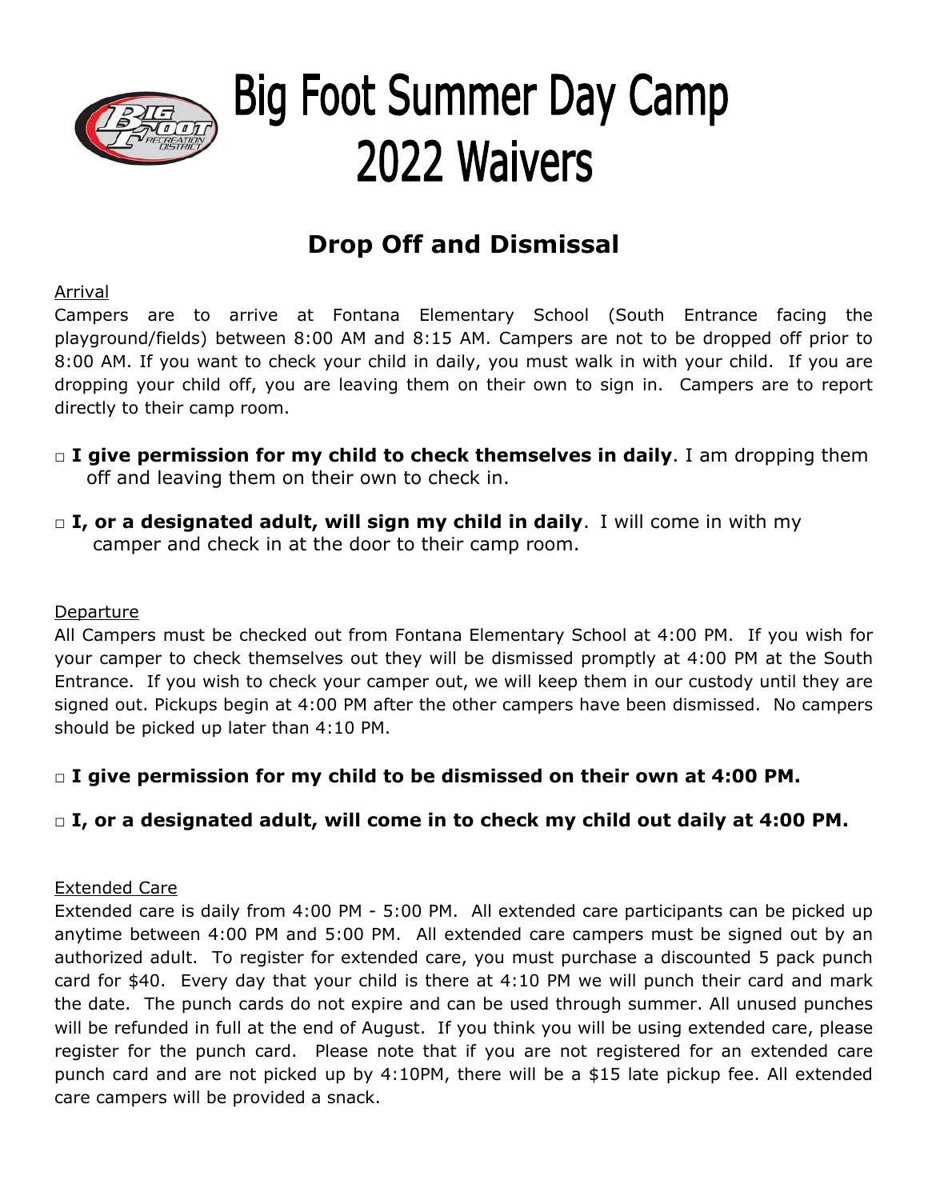# Big Foot Summer Day Camp 2022 Waivers

## Drop Off and Dismissal

Arrival

Campers are to arrive at Fontana Elementary School (South Entrance facing the playground/fields) between 8:00 AM and 8:15 AM. Campers are not to be dropped off prior to 8:00 AM. If you want to check your child in daily, you must walk in with your child. If you are dropping your child off, you are leaving them on their own to sign in. Campers are to report directly to their camp room.

□ **I give permission for my child to check themselves in daily**. I am dropping them off and leaving them on their own to check in.

□ **I, or a designated adult, will sign my child in daily**. I will come in with my camper and check in at the door to their camp room.

Departure

All Campers must be checked out from Fontana Elementary School at 4:00 PM. If you wish for your camper to check themselves out they will be dismissed promptly at 4:00 PM at the South Entrance. If you wish to check your camper out, we will keep them in our custody until they are signed out. Pickups begin at 4:00 PM after the other campers have been dismissed. No campers should be picked up later than 4:10 PM.

□ **I give permission for my child to be dismissed on their own at 4:00 PM.**

□ **I, or a designated adult, will come in to check my child out daily at 4:00 PM.**

Extended Care

Extended care is daily from 4:00 PM - 5:00 PM. All extended care participants can be picked up anytime between 4:00 PM and 5:00 PM. All extended care campers must be signed out by an authorized adult. To register for extended care, you must purchase a discounted 5 pack punch card for $40. Every day that your child is there at 4:10 PM we will punch their card and mark the date. The punch cards do not expire and can be used through summer. All unused punches will be refunded in full at the end of August. If you think you will be using extended care, please register for the punch card. Please note that if you are not registered for an extended care punch card and are not picked up by 4:10PM, there will be a $15 late pickup fee. All extended care campers will be provided a snack.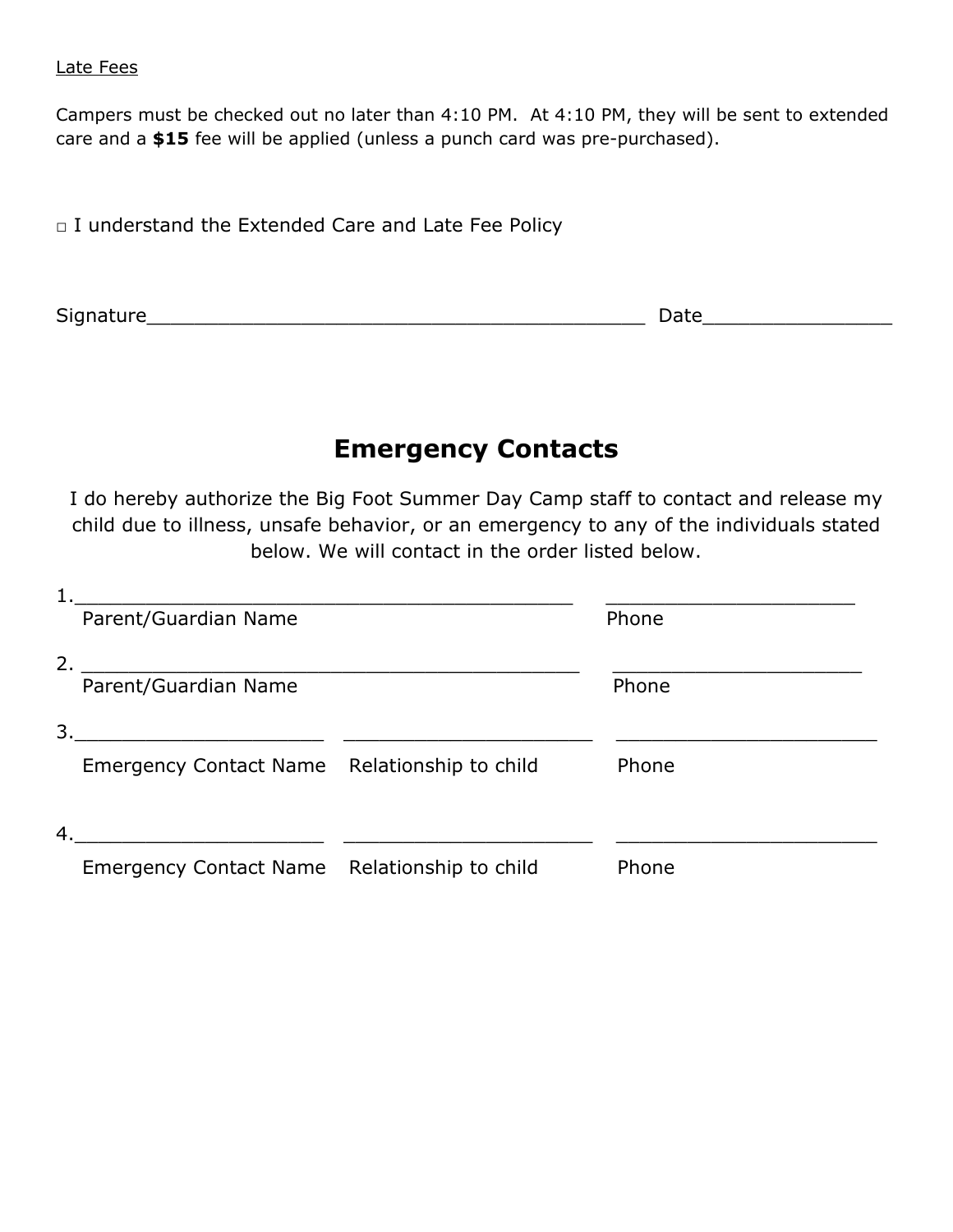<u>Late Fees</u>

Campers must be checked out no later than 4:10 PM. At 4:10 PM, they will be sent to extended care and a **$15** fee will be applied (unless a punch card was pre-purchased).

□ I understand the Extended Care and Late Fee Policy

Signature____________________________________________ Date________________

## Emergency Contacts

I do hereby authorize the Big Foot Summer Day Camp staff to contact and release my child due to illness, unsafe behavior, or an emergency to any of the individuals stated below. We will contact in the order listed below.

1.____________________________________________ ______________________
Parent/Guardian Name Phone

2. ____________________________________________ ______________________
Parent/Guardian Name Phone

3.______________________ ______________________ _______________________
Emergency Contact Name Relationship to child Phone

4.______________________ ______________________ _______________________
Emergency Contact Name Relationship to child Phone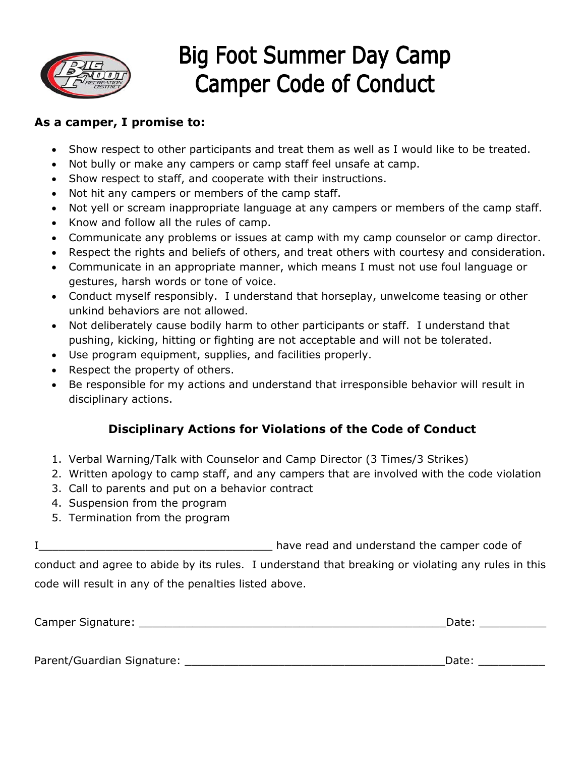# Big Foot Summer Day Camp
# Camper Code of Conduct

**As a camper, I promise to:**

- Show respect to other participants and treat them as well as I would like to be treated.
- Not bully or make any campers or camp staff feel unsafe at camp.
- Show respect to staff, and cooperate with their instructions.
- Not hit any campers or members of the camp staff.
- Not yell or scream inappropriate language at any campers or members of the camp staff.
- Know and follow all the rules of camp.
- Communicate any problems or issues at camp with my camp counselor or camp director.
- Respect the rights and beliefs of others, and treat others with courtesy and consideration.
- Communicate in an appropriate manner, which means I must not use foul language or gestures, harsh words or tone of voice.
- Conduct myself responsibly. I understand that horseplay, unwelcome teasing or other unkind behaviors are not allowed.
- Not deliberately cause bodily harm to other participants or staff. I understand that pushing, kicking, hitting or fighting are not acceptable and will not be tolerated.
- Use program equipment, supplies, and facilities properly.
- Respect the property of others.
- Be responsible for my actions and understand that irresponsible behavior will result in disciplinary actions.

### Disciplinary Actions for Violations of the Code of Conduct

1. Verbal Warning/Talk with Counselor and Camp Director (3 Times/3 Strikes)
2. Written apology to camp staff, and any campers that are involved with the code violation
3. Call to parents and put on a behavior contract
4. Suspension from the program
5. Termination from the program

I___________________________________ have read and understand the camper code of conduct and agree to abide by its rules. I understand that breaking or violating any rules in this code will result in any of the penalties listed above.

Camper Signature: _______________________________________________Date: __________

Parent/Guardian Signature: ________________________________________Date: __________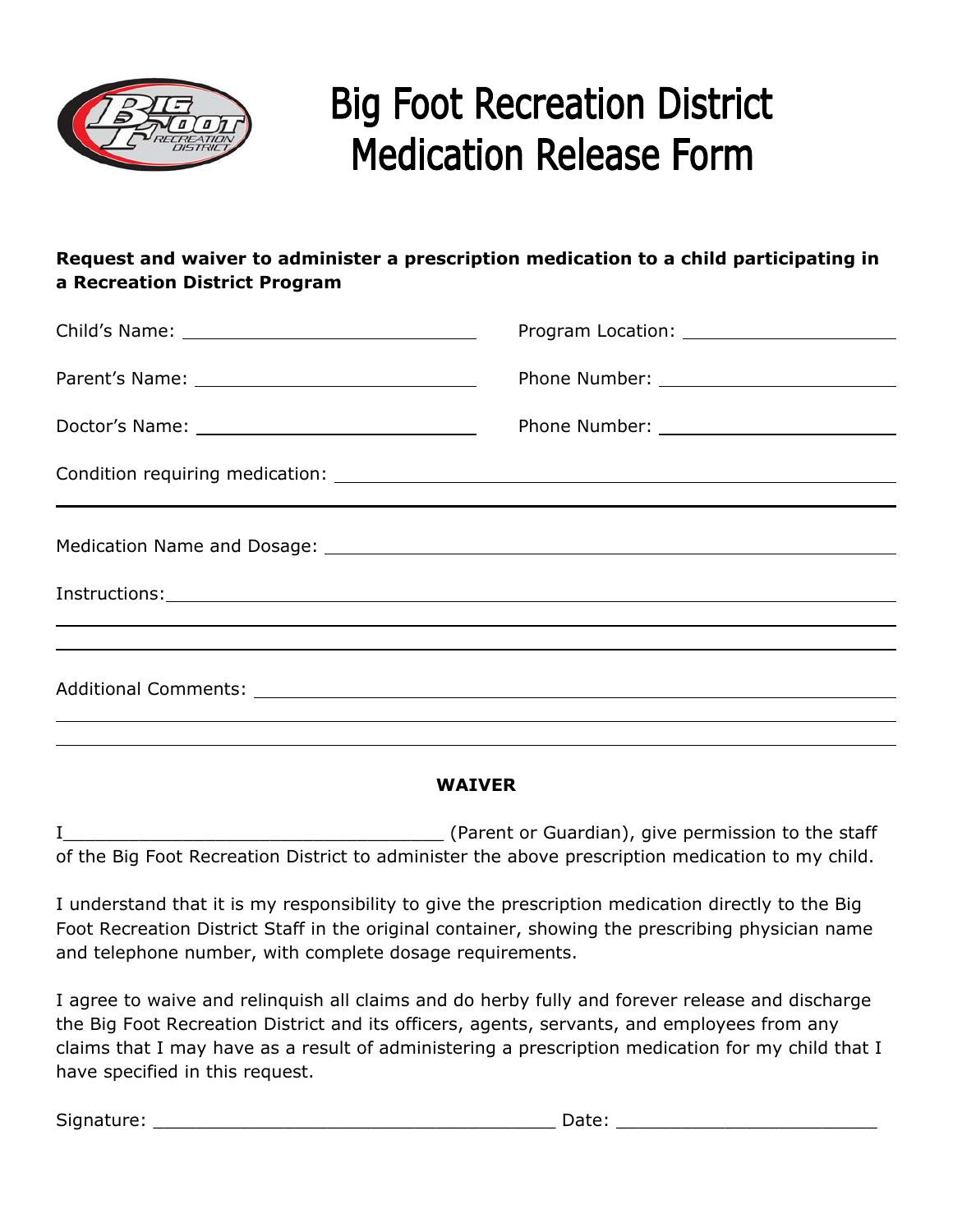# Big Foot Recreation District Medication Release Form

**Request and waiver to administer a prescription medication to a child participating in a Recreation District Program**

Child's Name: ______________________________ Program Location: ______________________

Parent's Name: ______________________________ Phone Number: ______________________

Doctor's Name: ______________________________ Phone Number: ______________________

Condition requiring medication: ______________________________________________________

______________________________________________________________________________

Medication Name and Dosage: ________________________________________________________

Instructions: _____________________________________________________________________

______________________________________________________________________________

______________________________________________________________________________

Additional Comments: ______________________________________________________________

______________________________________________________________________________

______________________________________________________________________________

## WAIVER

I__________________________________ (Parent or Guardian), give permission to the staff of the Big Foot Recreation District to administer the above prescription medication to my child.

I understand that it is my responsibility to give the prescription medication directly to the Big Foot Recreation District Staff in the original container, showing the prescribing physician name and telephone number, with complete dosage requirements.

I agree to waive and relinquish all claims and do herby fully and forever release and discharge the Big Foot Recreation District and its officers, agents, servants, and employees from any claims that I may have as a result of administering a prescription medication for my child that I have specified in this request.

Signature: ____________________________________ Date: ________________________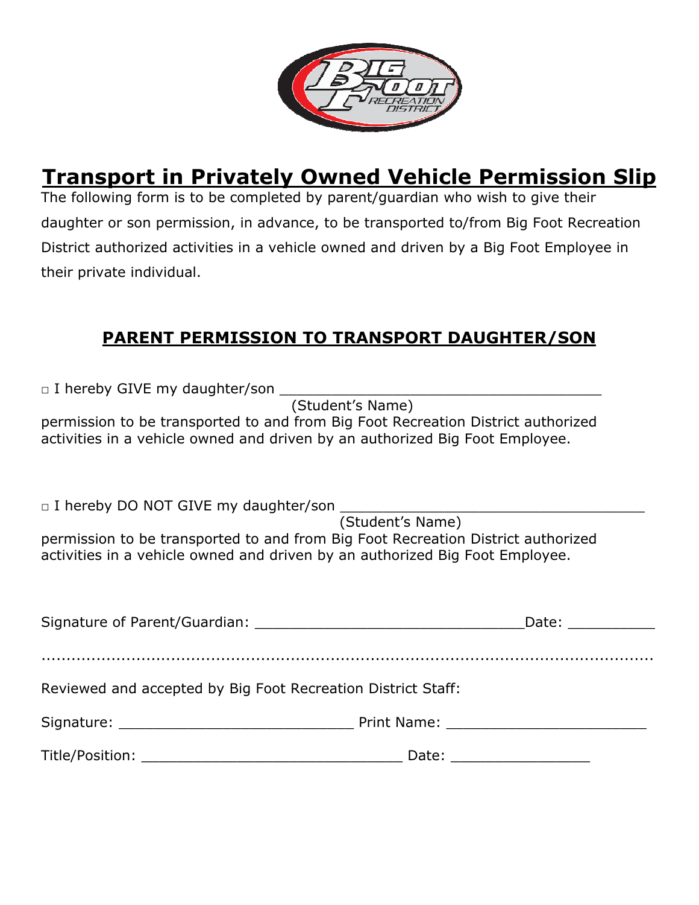# Transport in Privately Owned Vehicle Permission Slip

The following form is to be completed by parent/guardian who wish to give their daughter or son permission, in advance, to be transported to/from Big Foot Recreation District authorized activities in a vehicle owned and driven by a Big Foot Employee in their private individual.

## PARENT PERMISSION TO TRANSPORT DAUGHTER/SON

□ I hereby GIVE my daughter/son ______________________________________
(Student's Name)
permission to be transported to and from Big Foot Recreation District authorized activities in a vehicle owned and driven by an authorized Big Foot Employee.

□ I hereby DO NOT GIVE my daughter/son ___________________________________
(Student's Name)
permission to be transported to and from Big Foot Recreation District authorized activities in a vehicle owned and driven by an authorized Big Foot Employee.

Signature of Parent/Guardian: ________________________________Date: __________

.......................................................................................................................

Reviewed and accepted by Big Foot Recreation District Staff:

Signature: ____________________________ Print Name: ________________________

Title/Position: _______________________________ Date: ________________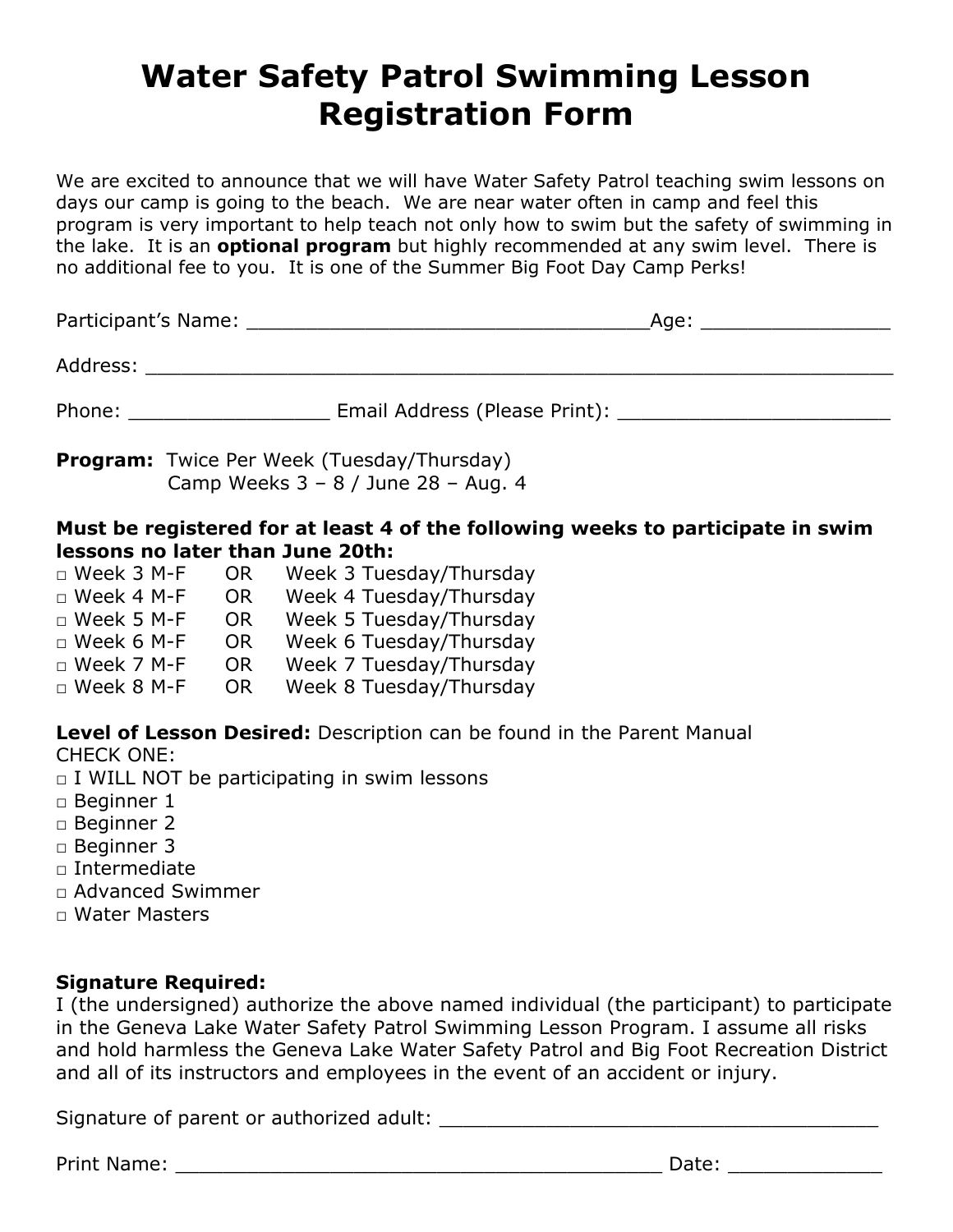# Water Safety Patrol Swimming Lesson Registration Form

We are excited to announce that we will have Water Safety Patrol teaching swim lessons on days our camp is going to the beach. We are near water often in camp and feel this program is very important to help teach not only how to swim but the safety of swimming in the lake. It is an **optional program** but highly recommended at any swim level. There is no additional fee to you. It is one of the Summer Big Foot Day Camp Perks!

Participant's Name: ___________________________________ Age: ________________

Address: ________________________________________________________________

Phone: _________________ Email Address (Please Print): ________________________

**Program:** Twice Per Week (Tuesday/Thursday)
Camp Weeks 3 – 8 / June 28 – Aug. 4

**Must be registered for at least 4 of the following weeks to participate in swim lessons no later than June 20th:**

□ Week 3 M-F OR Week 3 Tuesday/Thursday
□ Week 4 M-F OR Week 4 Tuesday/Thursday
□ Week 5 M-F OR Week 5 Tuesday/Thursday
□ Week 6 M-F OR Week 6 Tuesday/Thursday
□ Week 7 M-F OR Week 7 Tuesday/Thursday
□ Week 8 M-F OR Week 8 Tuesday/Thursday

**Level of Lesson Desired:** Description can be found in the Parent Manual
CHECK ONE:
□ I WILL NOT be participating in swim lessons
□ Beginner 1
□ Beginner 2
□ Beginner 3
□ Intermediate
□ Advanced Swimmer
□ Water Masters

**Signature Required:**
I (the undersigned) authorize the above named individual (the participant) to participate in the Geneva Lake Water Safety Patrol Swimming Lesson Program. I assume all risks and hold harmless the Geneva Lake Water Safety Patrol and Big Foot Recreation District and all of its instructors and employees in the event of an accident or injury.

Signature of parent or authorized adult: ______________________________________

Print Name: __________________________________________ Date: _____________